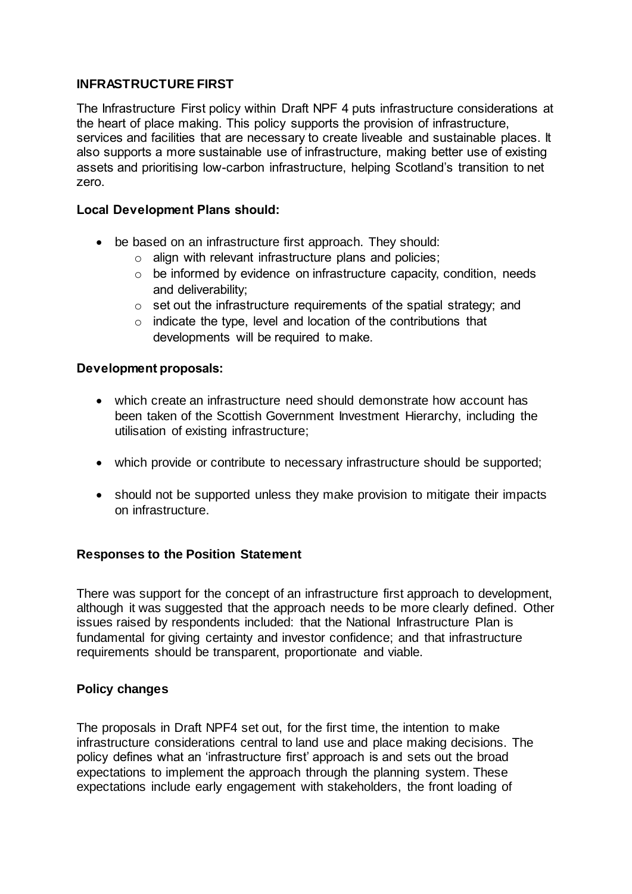**INFRASTRUCTURE FIRST**

The Infrastructure First policy within Draft NPF 4 puts infrastructure considerations at the heart of place making. This policy supports the provision of infrastructure, services and facilities that are necessary to create liveable and sustainable places. It also supports a more sustainable use of infrastructure, making better use of existing assets and prioritising low-carbon infrastructure, helping Scotland's transition to net zero.

**Local Development Plans should:**

- be based on an infrastructure first approach. They should:
  - align with relevant infrastructure plans and policies;
  - be informed by evidence on infrastructure capacity, condition, needs and deliverability;
  - set out the infrastructure requirements of the spatial strategy; and
  - indicate the type, level and location of the contributions that developments will be required to make.

**Development proposals:**

- which create an infrastructure need should demonstrate how account has been taken of the Scottish Government Investment Hierarchy, including the utilisation of existing infrastructure;
- which provide or contribute to necessary infrastructure should be supported;
- should not be supported unless they make provision to mitigate their impacts on infrastructure.

**Responses to the Position Statement**

There was support for the concept of an infrastructure first approach to development, although it was suggested that the approach needs to be more clearly defined. Other issues raised by respondents included: that the National Infrastructure Plan is fundamental for giving certainty and investor confidence; and that infrastructure requirements should be transparent, proportionate and viable.

**Policy changes**

The proposals in Draft NPF4 set out, for the first time, the intention to make infrastructure considerations central to land use and place making decisions. The policy defines what an 'infrastructure first' approach is and sets out the broad expectations to implement the approach through the planning system. These expectations include early engagement with stakeholders, the front loading of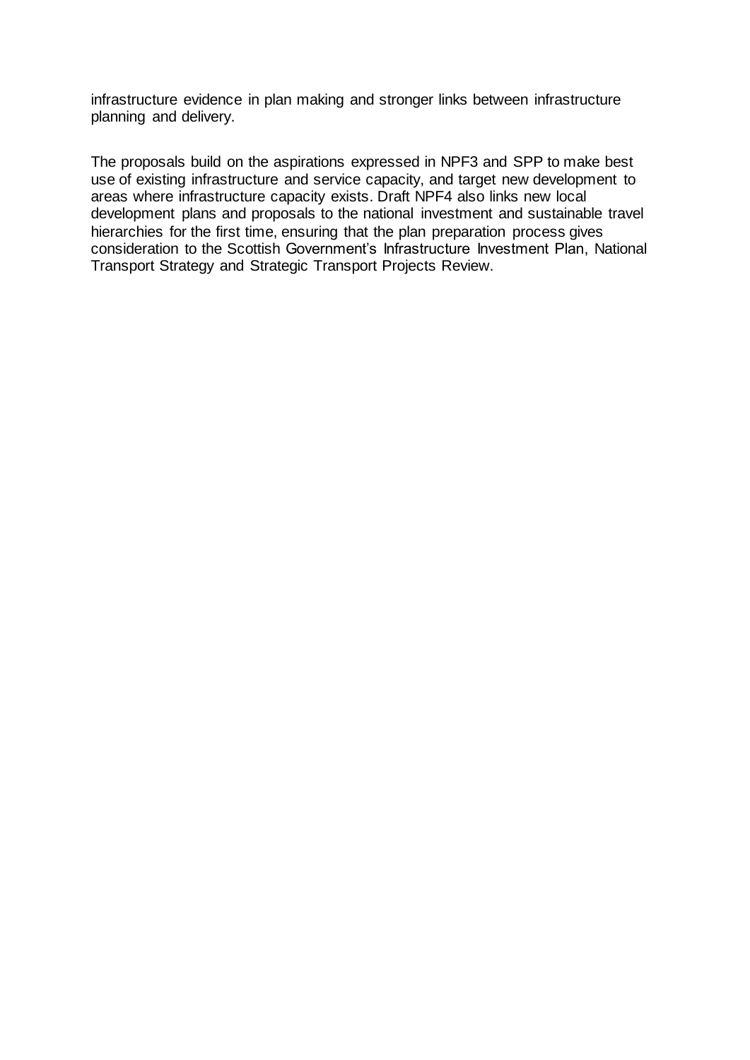infrastructure evidence in plan making and stronger links between infrastructure planning and delivery.

The proposals build on the aspirations expressed in NPF3 and SPP to make best use of existing infrastructure and service capacity, and target new development to areas where infrastructure capacity exists. Draft NPF4 also links new local development plans and proposals to the national investment and sustainable travel hierarchies for the first time, ensuring that the plan preparation process gives consideration to the Scottish Government's Infrastructure Investment Plan, National Transport Strategy and Strategic Transport Projects Review.